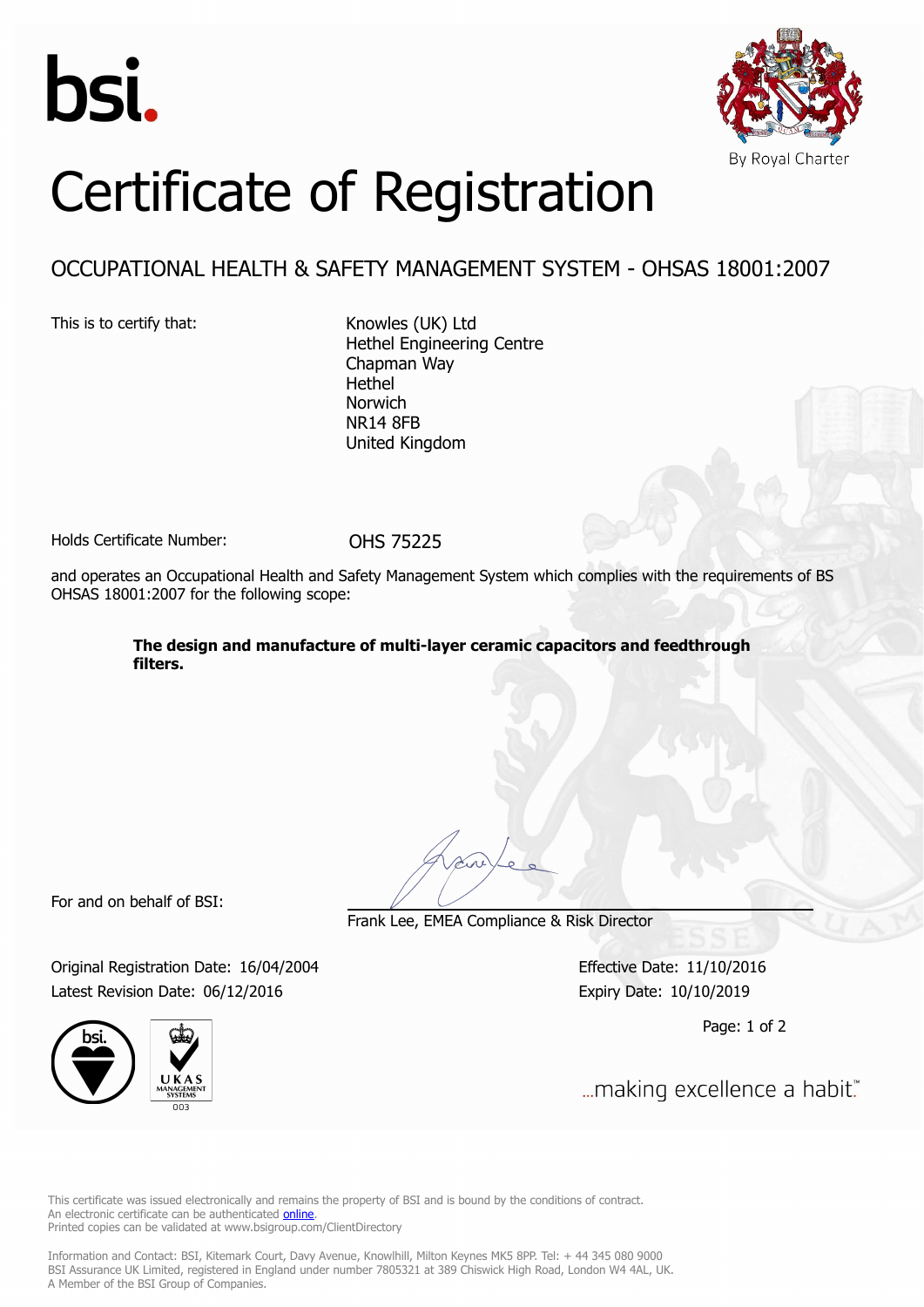bsi.

By Royal Charter

# Certificate of Registration

## OCCUPATIONAL HEALTH & SAFETY MANAGEMENT SYSTEM - OHSAS 18001:2007

This is to certify that:

Knowles (UK) Ltd
Hethel Engineering Centre
Chapman Way
Hethel
Norwich
NR14 8FB
United Kingdom

Holds Certificate Number: OHS 75225

and operates an Occupational Health and Safety Management System which complies with the requirements of BS OHSAS 18001:2007 for the following scope:

**The design and manufacture of multi-layer ceramic capacitors and feedthrough filters.**

For and on behalf of BSI:

Frank Lee, EMEA Compliance & Risk Director

Original Registration Date: 16/04/2004
Latest Revision Date: 06/12/2016

Effective Date: 11/10/2016
Expiry Date: 10/10/2019

UKAS MANAGEMENT SYSTEMS 003

...making excellence a habit.™

This certificate was issued electronically and remains the property of BSI and is bound by the conditions of contract.
An electronic certificate can be authenticated online.
Printed copies can be validated at www.bsigroup.com/ClientDirectory

Information and Contact: BSI, Kitemark Court, Davy Avenue, Knowlhill, Milton Keynes MK5 8PP. Tel: + 44 345 080 9000
BSI Assurance UK Limited, registered in England under number 7805321 at 389 Chiswick High Road, London W4 4AL, UK.
A Member of the BSI Group of Companies.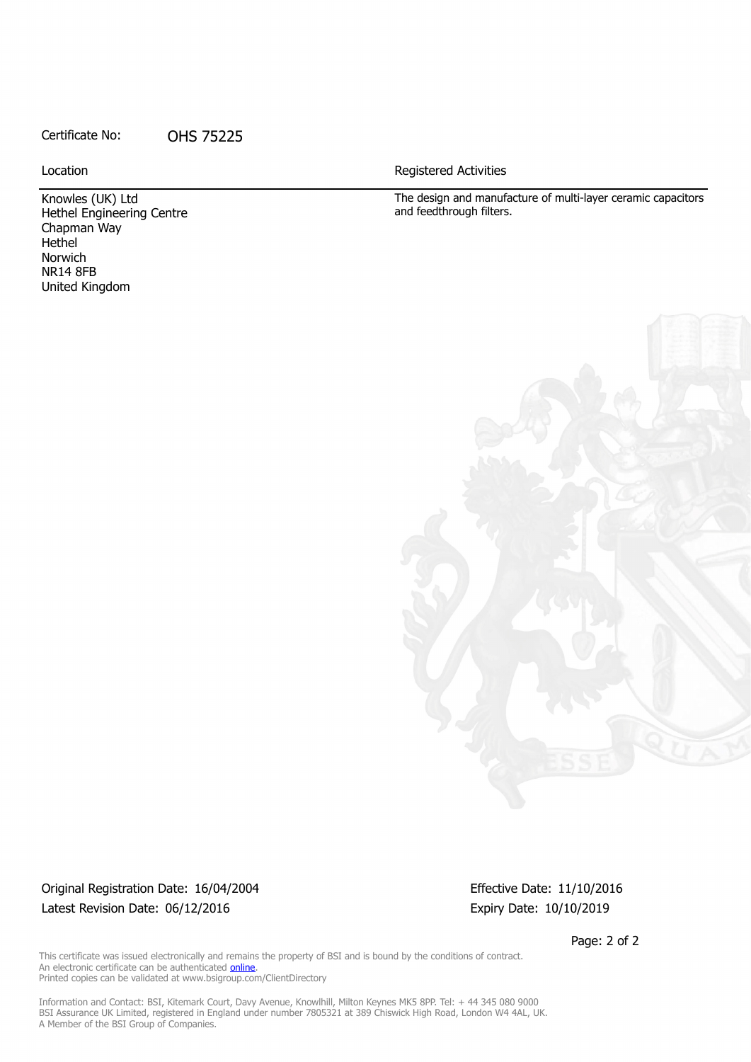Certificate No: **OHS 75225**

| Location | Registered Activities |
| --- | --- |
| Knowles (UK) Ltd<br>Hethel Engineering Centre<br>Chapman Way<br>Hethel<br>Norwich<br>NR14 8FB<br>United Kingdom | The design and manufacture of multi-layer ceramic capacitors and feedthrough filters. |

Original Registration Date: 16/04/2004

Latest Revision Date: 06/12/2016

Effective Date: 11/10/2016

Expiry Date: 10/10/2019

This certificate was issued electronically and remains the property of BSI and is bound by the conditions of contract.
An electronic certificate can be authenticated online.
Printed copies can be validated at www.bsigroup.com/ClientDirectory

Information and Contact: BSI, Kitemark Court, Davy Avenue, Knowlhill, Milton Keynes MK5 8PP. Tel: + 44 345 080 9000
BSI Assurance UK Limited, registered in England under number 7805321 at 389 Chiswick High Road, London W4 4AL, UK.
A Member of the BSI Group of Companies.